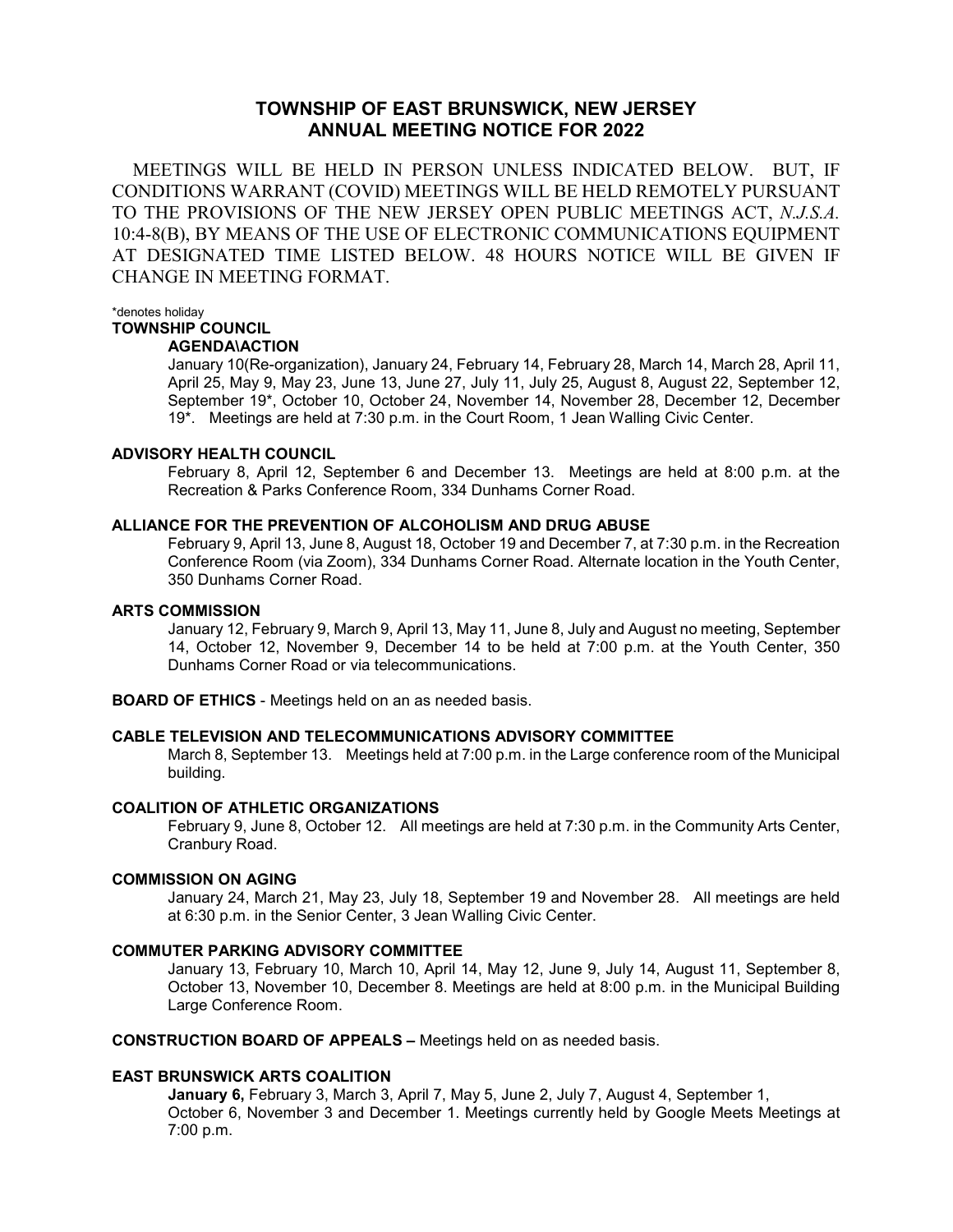# TOWNSHIP OF EAST BRUNSWICK, NEW JERSEY
# ANNUAL MEETING NOTICE FOR 2022

MEETINGS WILL BE HELD IN PERSON UNLESS INDICATED BELOW. BUT, IF CONDITIONS WARRANT (COVID) MEETINGS WILL BE HELD REMOTELY PURSUANT TO THE PROVISIONS OF THE NEW JERSEY OPEN PUBLIC MEETINGS ACT, *N.J.S.A.* 10:4-8(B), BY MEANS OF THE USE OF ELECTRONIC COMMUNICATIONS EQUIPMENT AT DESIGNATED TIME LISTED BELOW. 48 HOURS NOTICE WILL BE GIVEN IF CHANGE IN MEETING FORMAT.

*denotes holiday

**TOWNSHIP COUNCIL**

**AGENDA\ACTION**

January 10(Re-organization), January 24, February 14, February 28, March 14, March 28, April 11, April 25, May 9, May 23, June 13, June 27, July 11, July 25, August 8, August 22, September 12, September 19*, October 10, October 24, November 14, November 28, December 12, December 19*. Meetings are held at 7:30 p.m. in the Court Room, 1 Jean Walling Civic Center.

**ADVISORY HEALTH COUNCIL**

February 8, April 12, September 6 and December 13. Meetings are held at 8:00 p.m. at the Recreation & Parks Conference Room, 334 Dunhams Corner Road.

**ALLIANCE FOR THE PREVENTION OF ALCOHOLISM AND DRUG ABUSE**

February 9, April 13, June 8, August 18, October 19 and December 7, at 7:30 p.m. in the Recreation Conference Room (via Zoom), 334 Dunhams Corner Road. Alternate location in the Youth Center, 350 Dunhams Corner Road.

**ARTS COMMISSION**

January 12, February 9, March 9, April 13, May 11, June 8, July and August no meeting, September 14, October 12, November 9, December 14 to be held at 7:00 p.m. at the Youth Center, 350 Dunhams Corner Road or via telecommunications.

**BOARD OF ETHICS** - Meetings held on an as needed basis.

**CABLE TELEVISION AND TELECOMMUNICATIONS ADVISORY COMMITTEE**

March 8, September 13. Meetings held at 7:00 p.m. in the Large conference room of the Municipal building.

**COALITION OF ATHLETIC ORGANIZATIONS**

February 9, June 8, October 12. All meetings are held at 7:30 p.m. in the Community Arts Center, Cranbury Road.

**COMMISSION ON AGING**

January 24, March 21, May 23, July 18, September 19 and November 28. All meetings are held at 6:30 p.m. in the Senior Center, 3 Jean Walling Civic Center.

**COMMUTER PARKING ADVISORY COMMITTEE**

January 13, February 10, March 10, April 14, May 12, June 9, July 14, August 11, September 8, October 13, November 10, December 8. Meetings are held at 8:00 p.m. in the Municipal Building Large Conference Room.

**CONSTRUCTION BOARD OF APPEALS –** Meetings held on as needed basis.

**EAST BRUNSWICK ARTS COALITION**

**January 6,** February 3, March 3, April 7, May 5, June 2, July 7, August 4, September 1, October 6, November 3 and December 1. Meetings currently held by Google Meets Meetings at 7:00 p.m.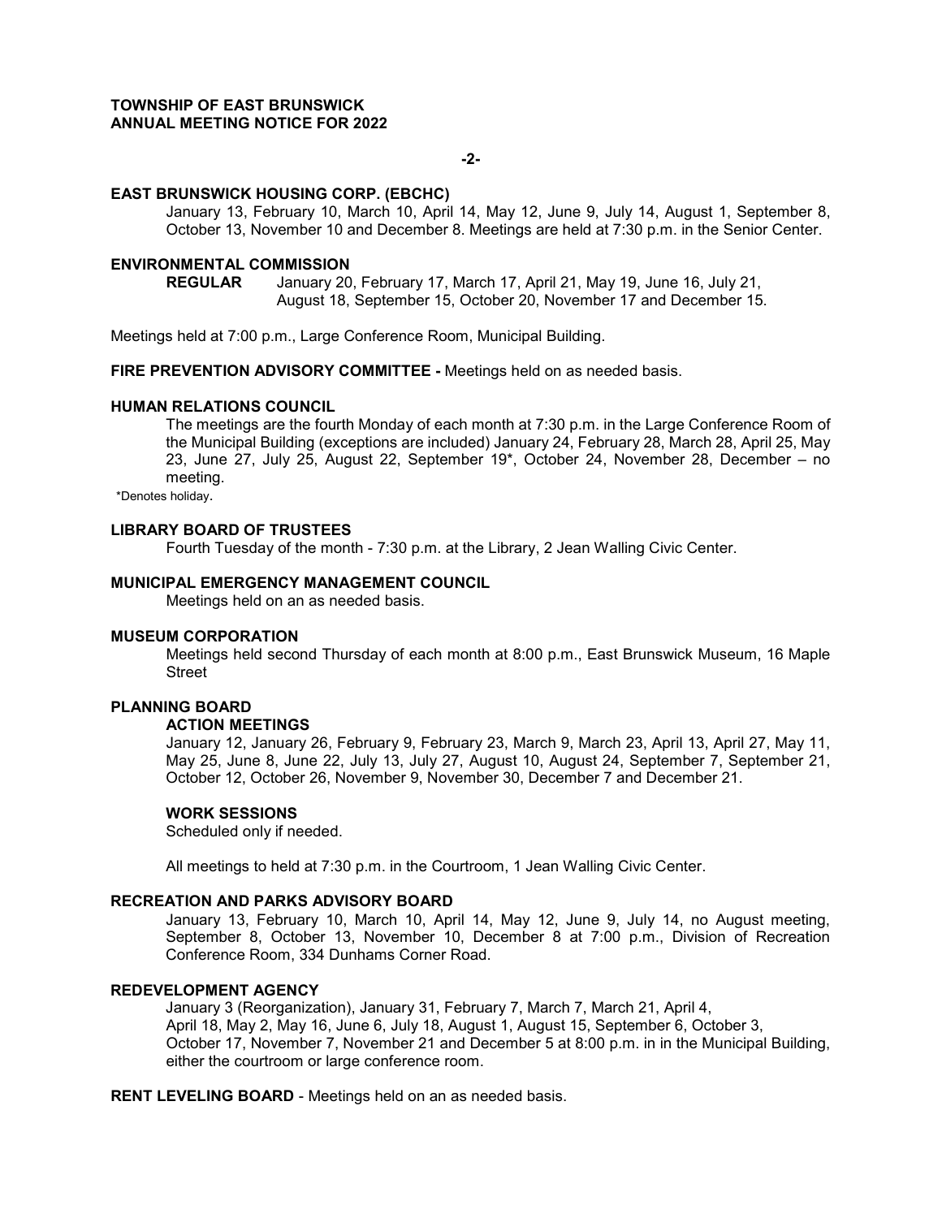**TOWNSHIP OF EAST BRUNSWICK**
**ANNUAL MEETING NOTICE FOR 2022**

**EAST BRUNSWICK HOUSING CORP. (EBCHC)**

January 13, February 10, March 10, April 14, May 12, June 9, July 14, August 1, September 8, October 13, November 10 and December 8. Meetings are held at 7:30 p.m. in the Senior Center.

**ENVIRONMENTAL COMMISSION**

**REGULAR** January 20, February 17, March 17, April 21, May 19, June 16, July 21, August 18, September 15, October 20, November 17 and December 15.

Meetings held at 7:00 p.m., Large Conference Room, Municipal Building.

**FIRE PREVENTION ADVISORY COMMITTEE -** Meetings held on as needed basis.

**HUMAN RELATIONS COUNCIL**

The meetings are the fourth Monday of each month at 7:30 p.m. in the Large Conference Room of the Municipal Building (exceptions are included) January 24, February 28, March 28, April 25, May 23, June 27, July 25, August 22, September 19*, October 24, November 28, December – no meeting.

*Denotes holiday.

**LIBRARY BOARD OF TRUSTEES**

Fourth Tuesday of the month - 7:30 p.m. at the Library, 2 Jean Walling Civic Center.

**MUNICIPAL EMERGENCY MANAGEMENT COUNCIL**

Meetings held on an as needed basis.

**MUSEUM CORPORATION**

Meetings held second Thursday of each month at 8:00 p.m., East Brunswick Museum, 16 Maple Street

**PLANNING BOARD**

**ACTION MEETINGS**

January 12, January 26, February 9, February 23, March 9, March 23, April 13, April 27, May 11, May 25, June 8, June 22, July 13, July 27, August 10, August 24, September 7, September 21, October 12, October 26, November 9, November 30, December 7 and December 21.

**WORK SESSIONS**

Scheduled only if needed.

All meetings to held at 7:30 p.m. in the Courtroom, 1 Jean Walling Civic Center.

**RECREATION AND PARKS ADVISORY BOARD**

January 13, February 10, March 10, April 14, May 12, June 9, July 14, no August meeting, September 8, October 13, November 10, December 8 at 7:00 p.m., Division of Recreation Conference Room, 334 Dunhams Corner Road.

**REDEVELOPMENT AGENCY**

January 3 (Reorganization), January 31, February 7, March 7, March 21, April 4, April 18, May 2, May 16, June 6, July 18, August 1, August 15, September 6, October 3, October 17, November 7, November 21 and December 5 at 8:00 p.m. in in the Municipal Building, either the courtroom or large conference room.

**RENT LEVELING BOARD** - Meetings held on an as needed basis.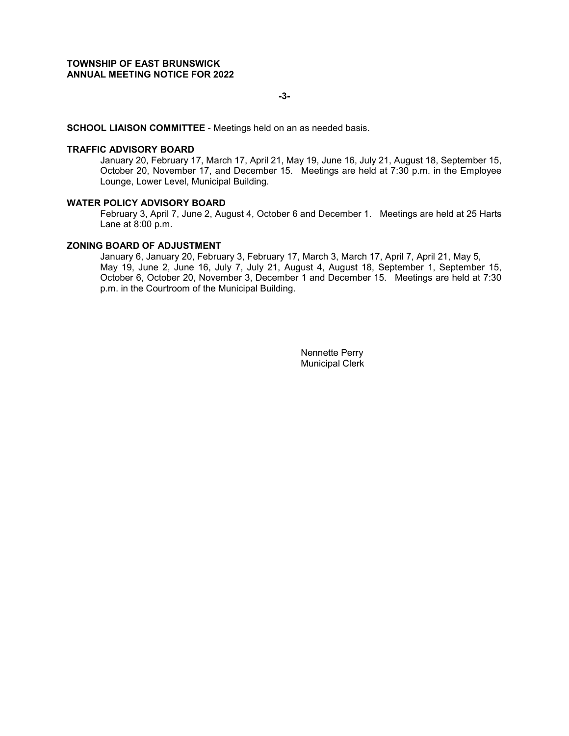**SCHOOL LIAISON COMMITTEE** - Meetings held on an as needed basis.

**TRAFFIC ADVISORY BOARD**

January 20, February 17, March 17, April 21, May 19, June 16, July 21, August 18, September 15, October 20, November 17, and December 15. Meetings are held at 7:30 p.m. in the Employee Lounge, Lower Level, Municipal Building.

**WATER POLICY ADVISORY BOARD**

February 3, April 7, June 2, August 4, October 6 and December 1. Meetings are held at 25 Harts Lane at 8:00 p.m.

**ZONING BOARD OF ADJUSTMENT**

January 6, January 20, February 3, February 17, March 3, March 17, April 7, April 21, May 5, May 19, June 2, June 16, July 7, July 21, August 4, August 18, September 1, September 15, October 6, October 20, November 3, December 1 and December 15. Meetings are held at 7:30 p.m. in the Courtroom of the Municipal Building.

Nennette Perry
Municipal Clerk